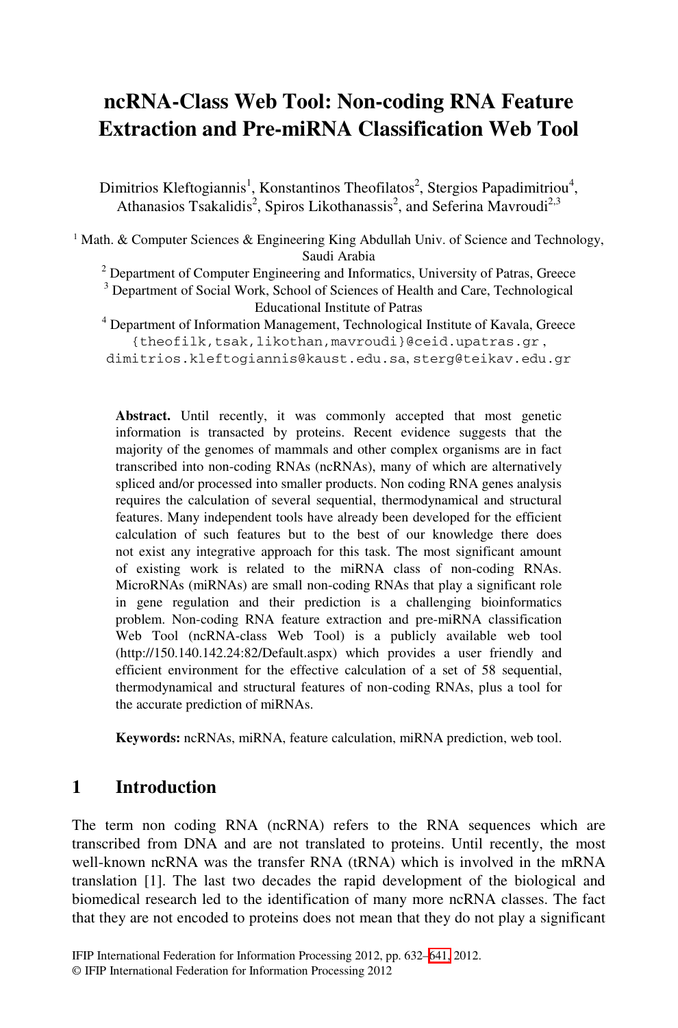# ncRNA-Class Web Tool: Non-coding RNA Feature Extraction and Pre-miRNA Classification Web Tool

Dimitrios Kleftogiannis[1], Konstantinos Theofilatos[2], Stergios Papadimitriou[4], Athanasios Tsakalidis[2], Spiros Likothanassis[2], and Seferina Mavroudi[2,3]

[1] Math. & Computer Sciences & Engineering King Abdullah Univ. of Science and Technology, Saudi Arabia

[2] Department of Computer Engineering and Informatics, University of Patras, Greece

[3] Department of Social Work, School of Sciences of Health and Care, Technological Educational Institute of Patras

[4] Department of Information Management, Technological Institute of Kavala, Greece

{theofilk,tsak,likothan,mavroudi}@ceid.upatras.gr, dimitrios.kleftogiannis@kaust.edu.sa, sterg@teikav.edu.gr

**Abstract.** Until recently, it was commonly accepted that most genetic information is transacted by proteins. Recent evidence suggests that the majority of the genomes of mammals and other complex organisms are in fact transcribed into non-coding RNAs (ncRNAs), many of which are alternatively spliced and/or processed into smaller products. Non coding RNA genes analysis requires the calculation of several sequential, thermodynamical and structural features. Many independent tools have already been developed for the efficient calculation of such features but to the best of our knowledge there does not exist any integrative approach for this task. The most significant amount of existing work is related to the miRNA class of non-coding RNAs. MicroRNAs (miRNAs) are small non-coding RNAs that play a significant role in gene regulation and their prediction is a challenging bioinformatics problem. Non-coding RNA feature extraction and pre-miRNA classification Web Tool (ncRNA-class Web Tool) is a publicly available web tool (http://150.140.142.24:82/Default.aspx) which provides a user friendly and efficient environment for the effective calculation of a set of 58 sequential, thermodynamical and structural features of non-coding RNAs, plus a tool for the accurate prediction of miRNAs.

**Keywords:** ncRNAs, miRNA, feature calculation, miRNA prediction, web tool.

## 1 Introduction

The term non coding RNA (ncRNA) refers to the RNA sequences which are transcribed from DNA and are not translated to proteins. Until recently, the most well-known ncRNA was the transfer RNA (tRNA) which is involved in the mRNA translation [1]. The last two decades the rapid development of the biological and biomedical research led to the identification of many more ncRNA classes. The fact that they are not encoded to proteins does not mean that they do not play a significant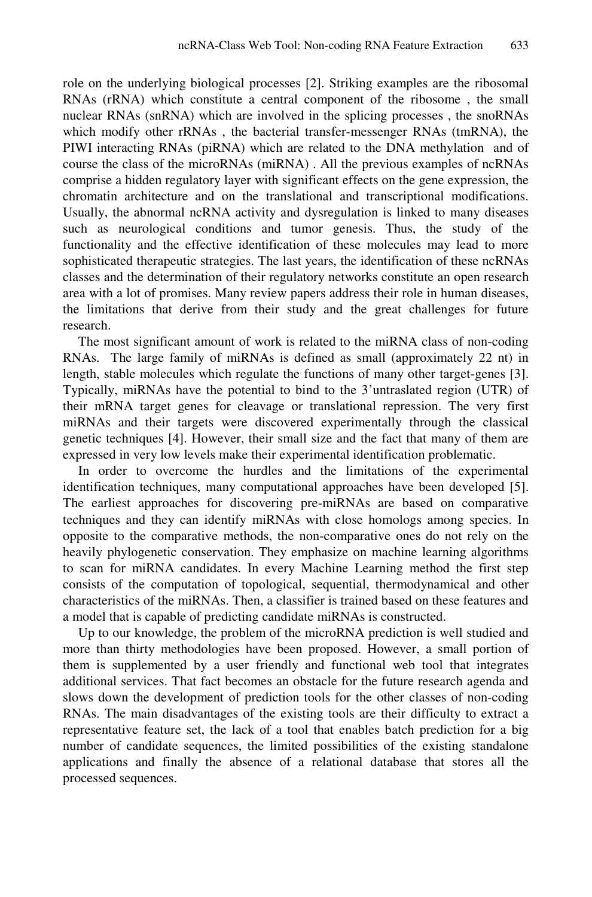role on the underlying biological processes [2]. Striking examples are the ribosomal RNAs (rRNA) which constitute a central component of the ribosome , the small nuclear RNAs (snRNA) which are involved in the splicing processes , the snoRNAs which modify other rRNAs , the bacterial transfer-messenger RNAs (tmRNA), the PIWI interacting RNAs (piRNA) which are related to the DNA methylation and of course the class of the microRNAs (miRNA) . All the previous examples of ncRNAs comprise a hidden regulatory layer with significant effects on the gene expression, the chromatin architecture and on the translational and transcriptional modifications. Usually, the abnormal ncRNA activity and dysregulation is linked to many diseases such as neurological conditions and tumor genesis. Thus, the study of the functionality and the effective identification of these molecules may lead to more sophisticated therapeutic strategies. The last years, the identification of these ncRNAs classes and the determination of their regulatory networks constitute an open research area with a lot of promises. Many review papers address their role in human diseases, the limitations that derive from their study and the great challenges for future research.

The most significant amount of work is related to the miRNA class of non-coding RNAs. The large family of miRNAs is defined as small (approximately 22 nt) in length, stable molecules which regulate the functions of many other target-genes [3]. Typically, miRNAs have the potential to bind to the 3'untraslated region (UTR) of their mRNA target genes for cleavage or translational repression. The very first miRNAs and their targets were discovered experimentally through the classical genetic techniques [4]. However, their small size and the fact that many of them are expressed in very low levels make their experimental identification problematic.

In order to overcome the hurdles and the limitations of the experimental identification techniques, many computational approaches have been developed [5]. The earliest approaches for discovering pre-miRNAs are based on comparative techniques and they can identify miRNAs with close homologs among species. In opposite to the comparative methods, the non-comparative ones do not rely on the heavily phylogenetic conservation. They emphasize on machine learning algorithms to scan for miRNA candidates. In every Machine Learning method the first step consists of the computation of topological, sequential, thermodynamical and other characteristics of the miRNAs. Then, a classifier is trained based on these features and a model that is capable of predicting candidate miRNAs is constructed.

Up to our knowledge, the problem of the microRNA prediction is well studied and more than thirty methodologies have been proposed. However, a small portion of them is supplemented by a user friendly and functional web tool that integrates additional services. That fact becomes an obstacle for the future research agenda and slows down the development of prediction tools for the other classes of non-coding RNAs. The main disadvantages of the existing tools are their difficulty to extract a representative feature set, the lack of a tool that enables batch prediction for a big number of candidate sequences, the limited possibilities of the existing standalone applications and finally the absence of a relational database that stores all the processed sequences.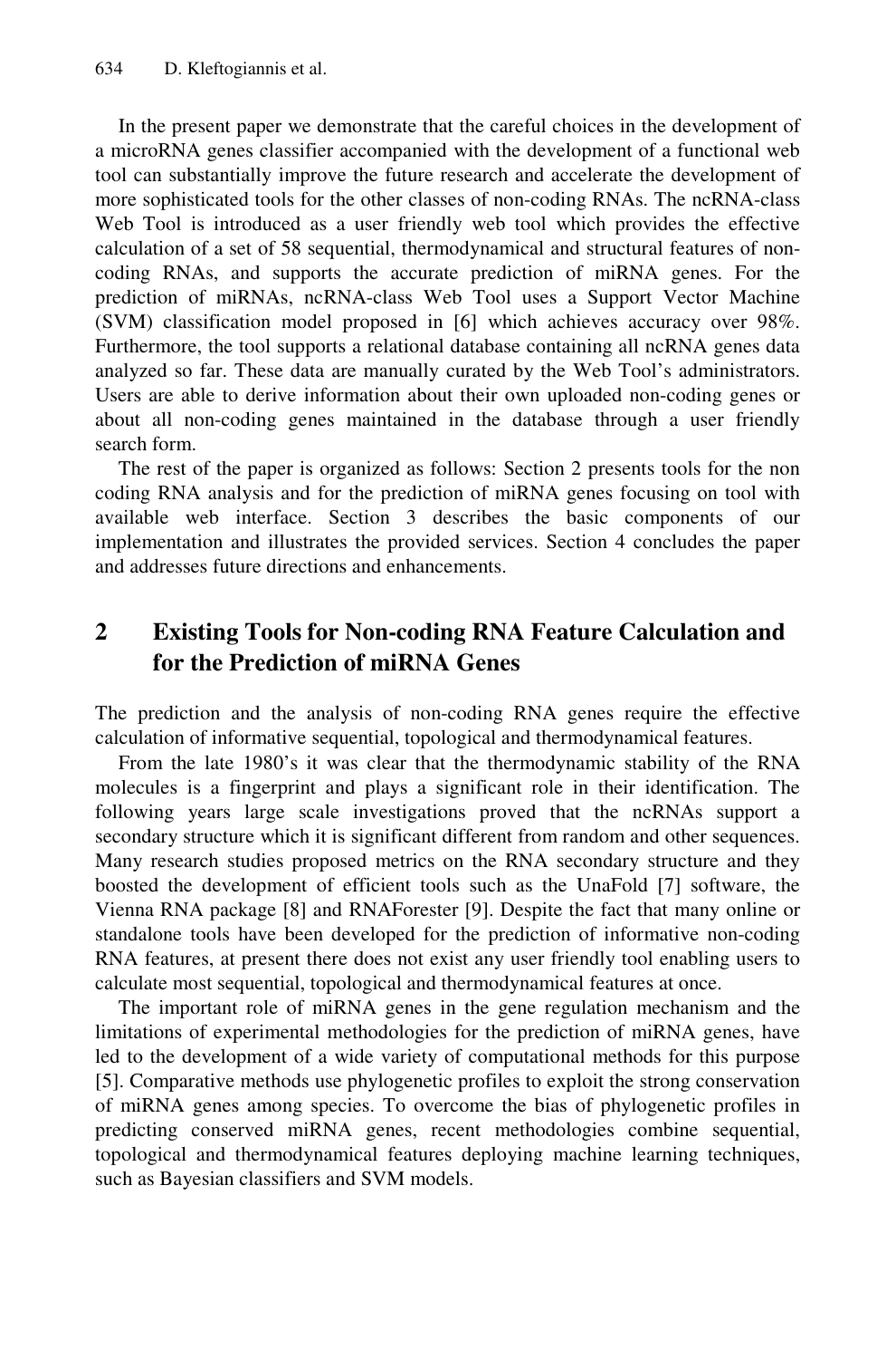In the present paper we demonstrate that the careful choices in the development of a microRNA genes classifier accompanied with the development of a functional web tool can substantially improve the future research and accelerate the development of more sophisticated tools for the other classes of non-coding RNAs. The ncRNA-class Web Tool is introduced as a user friendly web tool which provides the effective calculation of a set of 58 sequential, thermodynamical and structural features of non-coding RNAs, and supports the accurate prediction of miRNA genes. For the prediction of miRNAs, ncRNA-class Web Tool uses a Support Vector Machine (SVM) classification model proposed in [6] which achieves accuracy over 98%. Furthermore, the tool supports a relational database containing all ncRNA genes data analyzed so far. These data are manually curated by the Web Tool's administrators. Users are able to derive information about their own uploaded non-coding genes or about all non-coding genes maintained in the database through a user friendly search form.

The rest of the paper is organized as follows: Section 2 presents tools for the non coding RNA analysis and for the prediction of miRNA genes focusing on tool with available web interface. Section 3 describes the basic components of our implementation and illustrates the provided services. Section 4 concludes the paper and addresses future directions and enhancements.

## 2 Existing Tools for Non-coding RNA Feature Calculation and for the Prediction of miRNA Genes

The prediction and the analysis of non-coding RNA genes require the effective calculation of informative sequential, topological and thermodynamical features.

From the late 1980's it was clear that the thermodynamic stability of the RNA molecules is a fingerprint and plays a significant role in their identification. The following years large scale investigations proved that the ncRNAs support a secondary structure which it is significant different from random and other sequences. Many research studies proposed metrics on the RNA secondary structure and they boosted the development of efficient tools such as the UnaFold [7] software, the Vienna RNA package [8] and RNAForester [9]. Despite the fact that many online or standalone tools have been developed for the prediction of informative non-coding RNA features, at present there does not exist any user friendly tool enabling users to calculate most sequential, topological and thermodynamical features at once.

The important role of miRNA genes in the gene regulation mechanism and the limitations of experimental methodologies for the prediction of miRNA genes, have led to the development of a wide variety of computational methods for this purpose [5]. Comparative methods use phylogenetic profiles to exploit the strong conservation of miRNA genes among species. To overcome the bias of phylogenetic profiles in predicting conserved miRNA genes, recent methodologies combine sequential, topological and thermodynamical features deploying machine learning techniques, such as Bayesian classifiers and SVM models.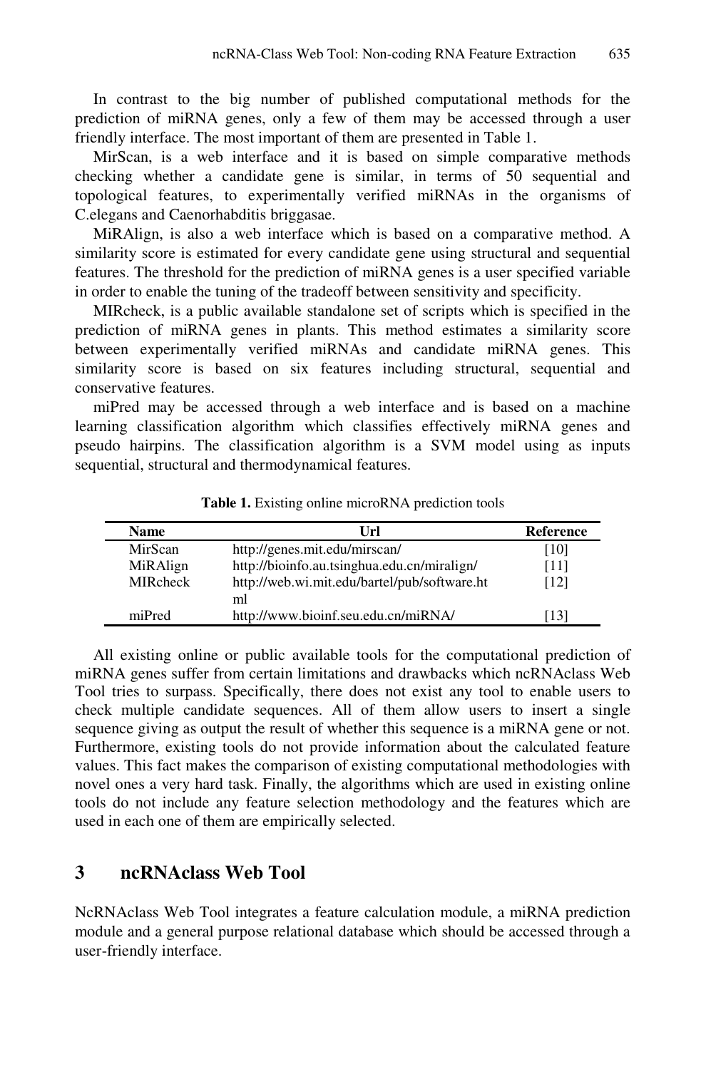In contrast to the big number of published computational methods for the prediction of miRNA genes, only a few of them may be accessed through a user friendly interface. The most important of them are presented in Table 1.

MirScan, is a web interface and it is based on simple comparative methods checking whether a candidate gene is similar, in terms of 50 sequential and topological features, to experimentally verified miRNAs in the organisms of C.elegans and Caenorhabditis briggasae.

MiRAlign, is also a web interface which is based on a comparative method. A similarity score is estimated for every candidate gene using structural and sequential features. The threshold for the prediction of miRNA genes is a user specified variable in order to enable the tuning of the tradeoff between sensitivity and specificity.

MIRcheck, is a public available standalone set of scripts which is specified in the prediction of miRNA genes in plants. This method estimates a similarity score between experimentally verified miRNAs and candidate miRNA genes. This similarity score is based on six features including structural, sequential and conservative features.

miPred may be accessed through a web interface and is based on a machine learning classification algorithm which classifies effectively miRNA genes and pseudo hairpins. The classification algorithm is a SVM model using as inputs sequential, structural and thermodynamical features.

**Table 1.** Existing online microRNA prediction tools

| Name | Url | Reference |
|---|---|---|
| MirScan | http://genes.mit.edu/mirscan/ | [10] |
| MiRAlign | http://bioinfo.au.tsinghua.edu.cn/miralign/ | [11] |
| MIRcheck | http://web.wi.mit.edu/bartel/pub/software.html | [12] |
| miPred | http://www.bioinf.seu.edu.cn/miRNA/ | [13] |

All existing online or public available tools for the computational prediction of miRNA genes suffer from certain limitations and drawbacks which ncRNAclass Web Tool tries to surpass. Specifically, there does not exist any tool to enable users to check multiple candidate sequences. All of them allow users to insert a single sequence giving as output the result of whether this sequence is a miRNA gene or not. Furthermore, existing tools do not provide information about the calculated feature values. This fact makes the comparison of existing computational methodologies with novel ones a very hard task. Finally, the algorithms which are used in existing online tools do not include any feature selection methodology and the features which are used in each one of them are empirically selected.

## 3 ncRNAclass Web Tool

NcRNAclass Web Tool integrates a feature calculation module, a miRNA prediction module and a general purpose relational database which should be accessed through a user-friendly interface.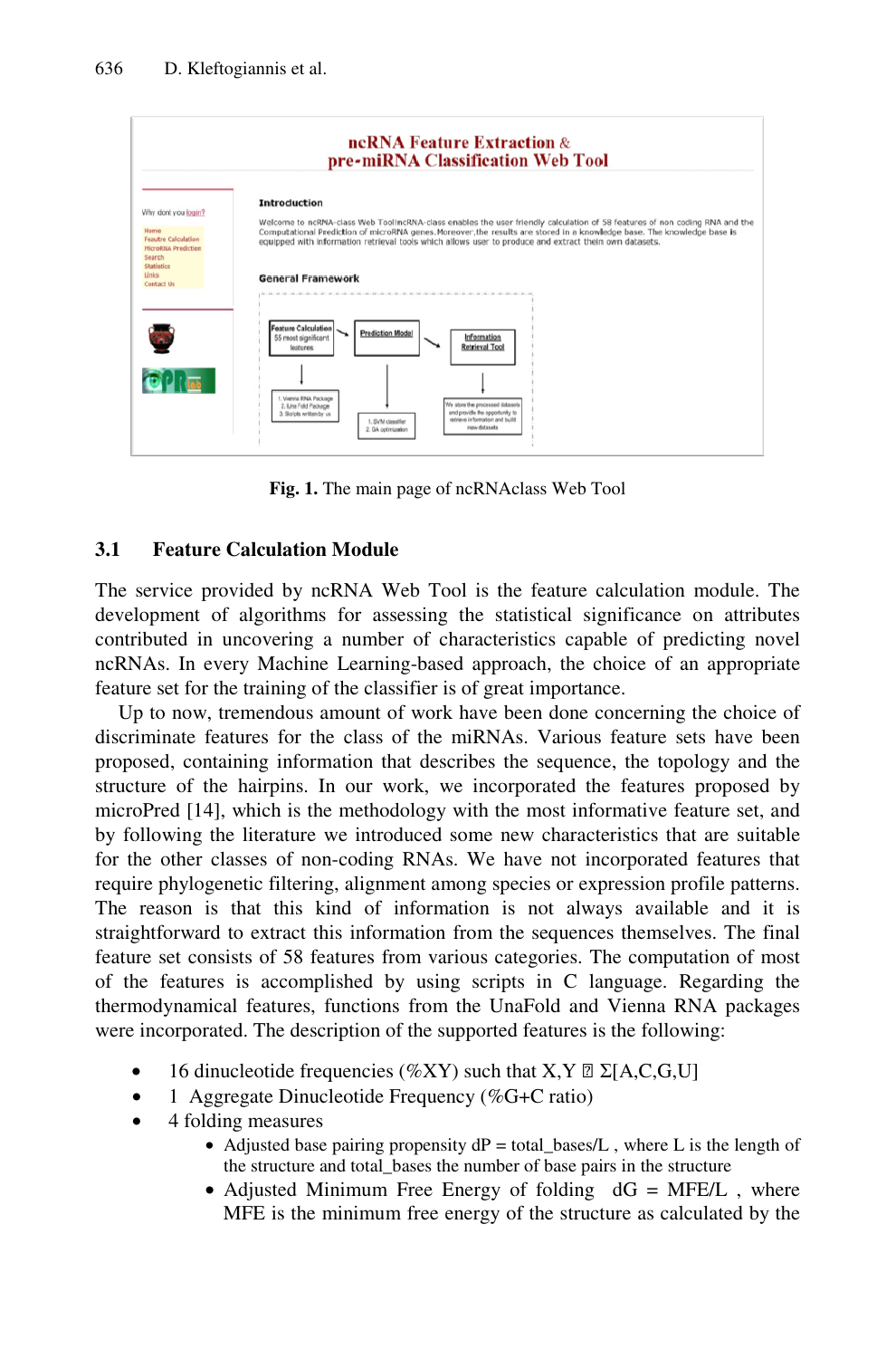**Fig. 1.** The main page of ncRNAclass Web Tool

### 3.1 Feature Calculation Module

The service provided by ncRNA Web Tool is the feature calculation module. The development of algorithms for assessing the statistical significance on attributes contributed in uncovering a number of characteristics capable of predicting novel ncRNAs. In every Machine Learning-based approach, the choice of an appropriate feature set for the training of the classifier is of great importance.

Up to now, tremendous amount of work have been done concerning the choice of discriminate features for the class of the miRNAs. Various feature sets have been proposed, containing information that describes the sequence, the topology and the structure of the hairpins. In our work, we incorporated the features proposed by microPred [14], which is the methodology with the most informative feature set, and by following the literature we introduced some new characteristics that are suitable for the other classes of non-coding RNAs. We have not incorporated features that require phylogenetic filtering, alignment among species or expression profile patterns. The reason is that this kind of information is not always available and it is straightforward to extract this information from the sequences themselves. The final feature set consists of 58 features from various categories. The computation of most of the features is accomplished by using scripts in C language. Regarding the thermodynamical features, functions from the UnaFold and Vienna RNA packages were incorporated. The description of the supported features is the following:

- 16 dinucleotide frequencies (%XY) such that $X,Y \in \Sigma[A,C,G,U]$
- 1 Aggregate Dinucleotide Frequency (%G+C ratio)
- 4 folding measures
  - Adjusted base pairing propensity $dP = total\_bases/L$ , where L is the length of the structure and total_bases the number of base pairs in the structure
  - Adjusted Minimum Free Energy of folding $dG = MFE/L$ , where MFE is the minimum free energy of the structure as calculated by the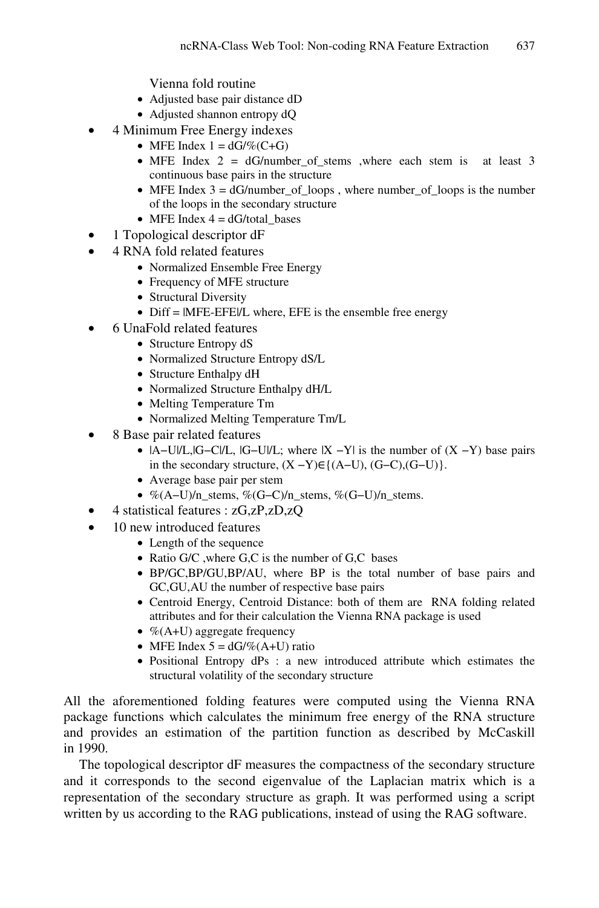Vienna fold routine

  - Adjusted base pair distance dD
  - Adjusted shannon entropy dQ
- 4 Minimum Free Energy indexes
  - MFE Index 1 = dG/%(C+G)
  - MFE Index 2 = dG/number_of_stems ,where each stem is at least 3 continuous base pairs in the structure
  - MFE Index 3 = dG/number_of_loops , where number_of_loops is the number of the loops in the secondary structure
  - MFE Index 4 = dG/total_bases
- 1 Topological descriptor dF
- 4 RNA fold related features
  - Normalized Ensemble Free Energy
  - Frequency of MFE structure
  - Structural Diversity
  - Diff = |MFE-EFE|/L where, EFE is the ensemble free energy
- 6 UnaFold related features
  - Structure Entropy dS
  - Normalized Structure Entropy dS/L
  - Structure Enthalpy dH
  - Normalized Structure Enthalpy dH/L
  - Melting Temperature Tm
  - Normalized Melting Temperature Tm/L
- 8 Base pair related features
  - |A−U|/L,|G−C|/L, |G−U|/L; where |X −Y| is the number of (X −Y) base pairs in the secondary structure, (X −Y)∈{(A−U), (G−C),(G−U)}.
  - Average base pair per stem
  - %(A−U)/n_stems, %(G−C)/n_stems, %(G−U)/n_stems.
- 4 statistical features : zG,zP,zD,zQ
- 10 new introduced features
  - Length of the sequence
  - Ratio G/C ,where G,C is the number of G,C bases
  - BP/GC,BP/GU,BP/AU, where BP is the total number of base pairs and GC,GU,AU the number of respective base pairs
  - Centroid Energy, Centroid Distance: both of them are RNA folding related attributes and for their calculation the Vienna RNA package is used
  - %(A+U) aggregate frequency
  - MFE Index 5 = dG/%(A+U) ratio
  - Positional Entropy dPs : a new introduced attribute which estimates the structural volatility of the secondary structure

All the aforementioned folding features were computed using the Vienna RNA package functions which calculates the minimum free energy of the RNA structure and provides an estimation of the partition function as described by McCaskill in 1990.

The topological descriptor dF measures the compactness of the secondary structure and it corresponds to the second eigenvalue of the Laplacian matrix which is a representation of the secondary structure as graph. It was performed using a script written by us according to the RAG publications, instead of using the RAG software.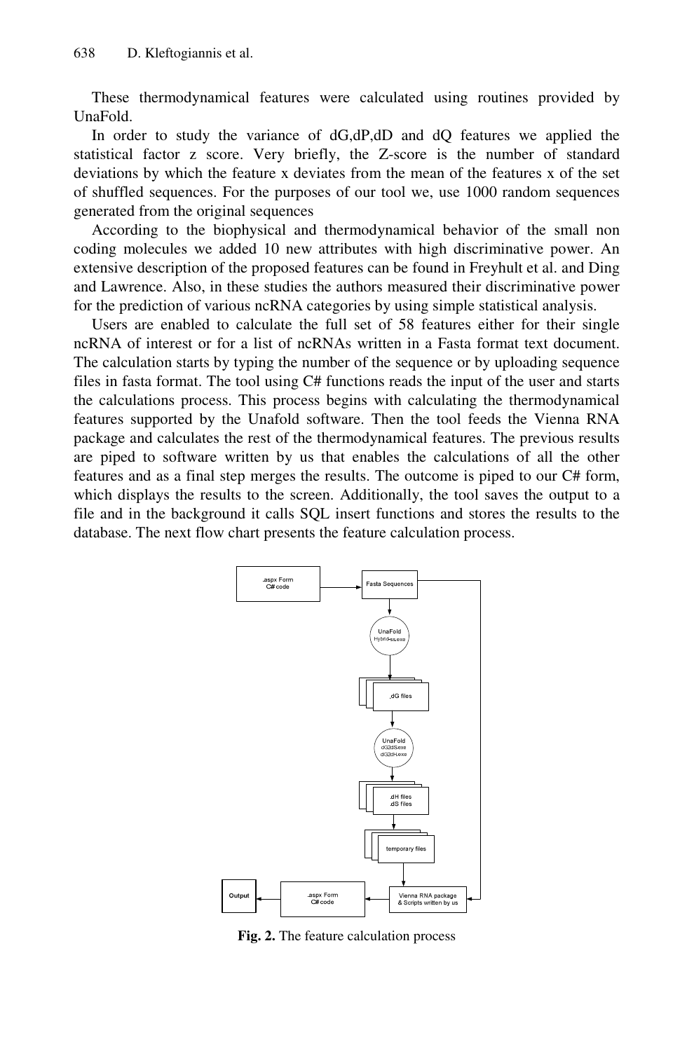These thermodynamical features were calculated using routines provided by UnaFold.

In order to study the variance of dG,dP,dD and dQ features we applied the statistical factor z score. Very briefly, the Z-score is the number of standard deviations by which the feature x deviates from the mean of the features x of the set of shuffled sequences. For the purposes of our tool we, use 1000 random sequences generated from the original sequences

According to the biophysical and thermodynamical behavior of the small non coding molecules we added 10 new attributes with high discriminative power. An extensive description of the proposed features can be found in Freyhult et al. and Ding and Lawrence. Also, in these studies the authors measured their discriminative power for the prediction of various ncRNA categories by using simple statistical analysis.

Users are enabled to calculate the full set of 58 features either for their single ncRNA of interest or for a list of ncRNAs written in a Fasta format text document. The calculation starts by typing the number of the sequence or by uploading sequence files in fasta format. The tool using C# functions reads the input of the user and starts the calculations process. This process begins with calculating the thermodynamical features supported by the Unafold software. Then the tool feeds the Vienna RNA package and calculates the rest of the thermodynamical features. The previous results are piped to software written by us that enables the calculations of all the other features and as a final step merges the results. The outcome is piped to our C# form, which displays the results to the screen. Additionally, the tool saves the output to a file and in the background it calls SQL insert functions and stores the results to the database. The next flow chart presents the feature calculation process.

.aspx Form
C# code

Fasta Sequences

UnaFold
Hybrid-ss.exe

.dG files

UnaFold
dG2dS.exe
dG2dH.exe

.dH files
.dS files

temporary files

Vienna RNA package
& Scripts written by us

.aspx Form
C# code

Output

**Fig. 2.** The feature calculation process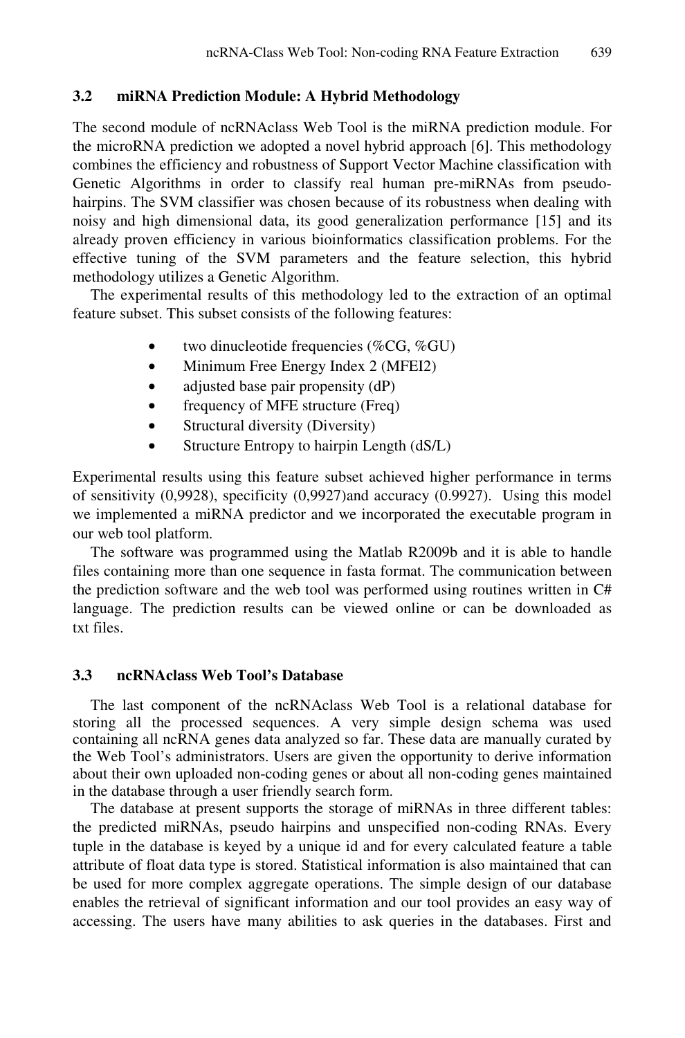### 3.2 miRNA Prediction Module: A Hybrid Methodology

The second module of ncRNAclass Web Tool is the miRNA prediction module. For the microRNA prediction we adopted a novel hybrid approach [6]. This methodology combines the efficiency and robustness of Support Vector Machine classification with Genetic Algorithms in order to classify real human pre-miRNAs from pseudo-hairpins. The SVM classifier was chosen because of its robustness when dealing with noisy and high dimensional data, its good generalization performance [15] and its already proven efficiency in various bioinformatics classification problems. For the effective tuning of the SVM parameters and the feature selection, this hybrid methodology utilizes a Genetic Algorithm.

The experimental results of this methodology led to the extraction of an optimal feature subset. This subset consists of the following features:

- two dinucleotide frequencies (%CG, %GU)
- Minimum Free Energy Index 2 (MFEI2)
- adjusted base pair propensity (dP)
- frequency of MFE structure (Freq)
- Structural diversity (Diversity)
- Structure Entropy to hairpin Length (dS/L)

Experimental results using this feature subset achieved higher performance in terms of sensitivity (0,9928), specificity (0,9927)and accuracy (0.9927). Using this model we implemented a miRNA predictor and we incorporated the executable program in our web tool platform.

The software was programmed using the Matlab R2009b and it is able to handle files containing more than one sequence in fasta format. The communication between the prediction software and the web tool was performed using routines written in C# language. The prediction results can be viewed online or can be downloaded as txt files.

### 3.3 ncRNAclass Web Tool's Database

The last component of the ncRNAclass Web Tool is a relational database for storing all the processed sequences. A very simple design schema was used containing all ncRNA genes data analyzed so far. These data are manually curated by the Web Tool's administrators. Users are given the opportunity to derive information about their own uploaded non-coding genes or about all non-coding genes maintained in the database through a user friendly search form.

The database at present supports the storage of miRNAs in three different tables: the predicted miRNAs, pseudo hairpins and unspecified non-coding RNAs. Every tuple in the database is keyed by a unique id and for every calculated feature a table attribute of float data type is stored. Statistical information is also maintained that can be used for more complex aggregate operations. The simple design of our database enables the retrieval of significant information and our tool provides an easy way of accessing. The users have many abilities to ask queries in the databases. First and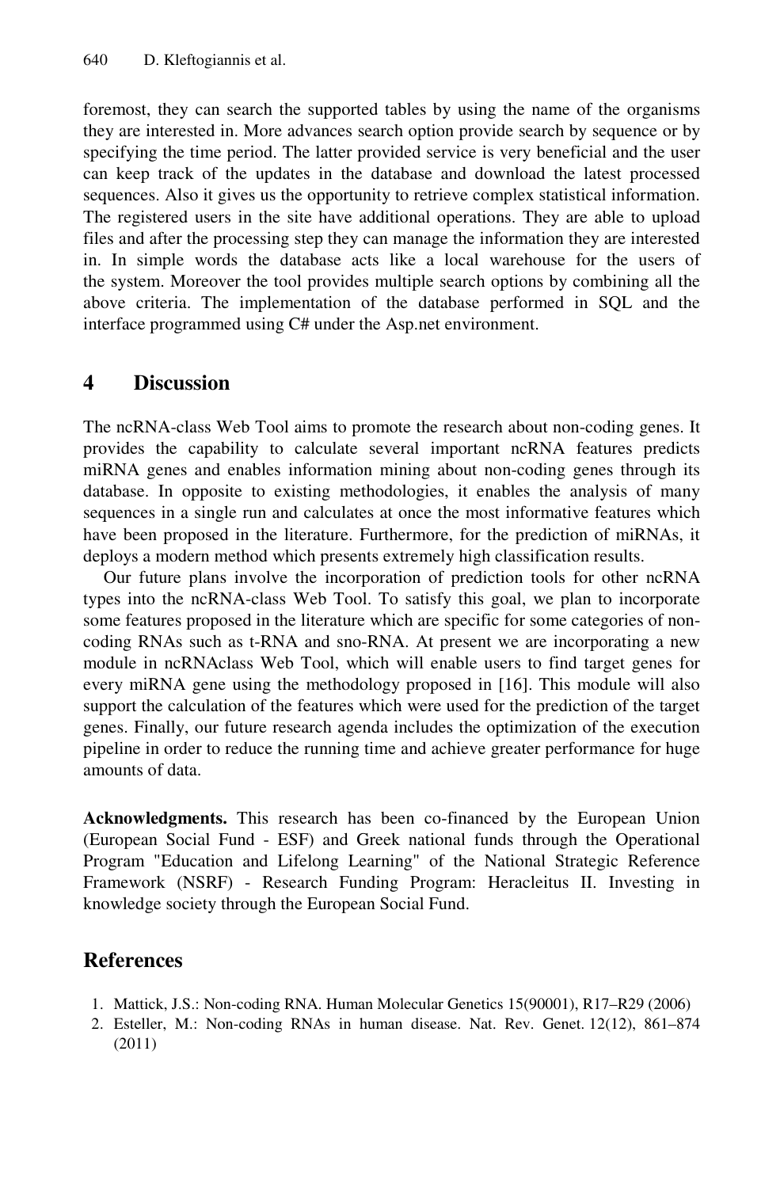foremost, they can search the supported tables by using the name of the organisms they are interested in. More advances search option provide search by sequence or by specifying the time period. The latter provided service is very beneficial and the user can keep track of the updates in the database and download the latest processed sequences. Also it gives us the opportunity to retrieve complex statistical information. The registered users in the site have additional operations. They are able to upload files and after the processing step they can manage the information they are interested in. In simple words the database acts like a local warehouse for the users of the system. Moreover the tool provides multiple search options by combining all the above criteria. The implementation of the database performed in SQL and the interface programmed using C# under the Asp.net environment.

## 4 Discussion

The ncRNA-class Web Tool aims to promote the research about non-coding genes. It provides the capability to calculate several important ncRNA features predicts miRNA genes and enables information mining about non-coding genes through its database. In opposite to existing methodologies, it enables the analysis of many sequences in a single run and calculates at once the most informative features which have been proposed in the literature. Furthermore, for the prediction of miRNAs, it deploys a modern method which presents extremely high classification results.

Our future plans involve the incorporation of prediction tools for other ncRNA types into the ncRNA-class Web Tool. To satisfy this goal, we plan to incorporate some features proposed in the literature which are specific for some categories of non-coding RNAs such as t-RNA and sno-RNA. At present we are incorporating a new module in ncRNAclass Web Tool, which will enable users to find target genes for every miRNA gene using the methodology proposed in [16]. This module will also support the calculation of the features which were used for the prediction of the target genes. Finally, our future research agenda includes the optimization of the execution pipeline in order to reduce the running time and achieve greater performance for huge amounts of data.

**Acknowledgments.** This research has been co-financed by the European Union (European Social Fund - ESF) and Greek national funds through the Operational Program "Education and Lifelong Learning" of the National Strategic Reference Framework (NSRF) - Research Funding Program: Heracleitus II. Investing in knowledge society through the European Social Fund.

## References

1. Mattick, J.S.: Non-coding RNA. Human Molecular Genetics 15(90001), R17–R29 (2006)
2. Esteller, M.: Non-coding RNAs in human disease. Nat. Rev. Genet. 12(12), 861–874 (2011)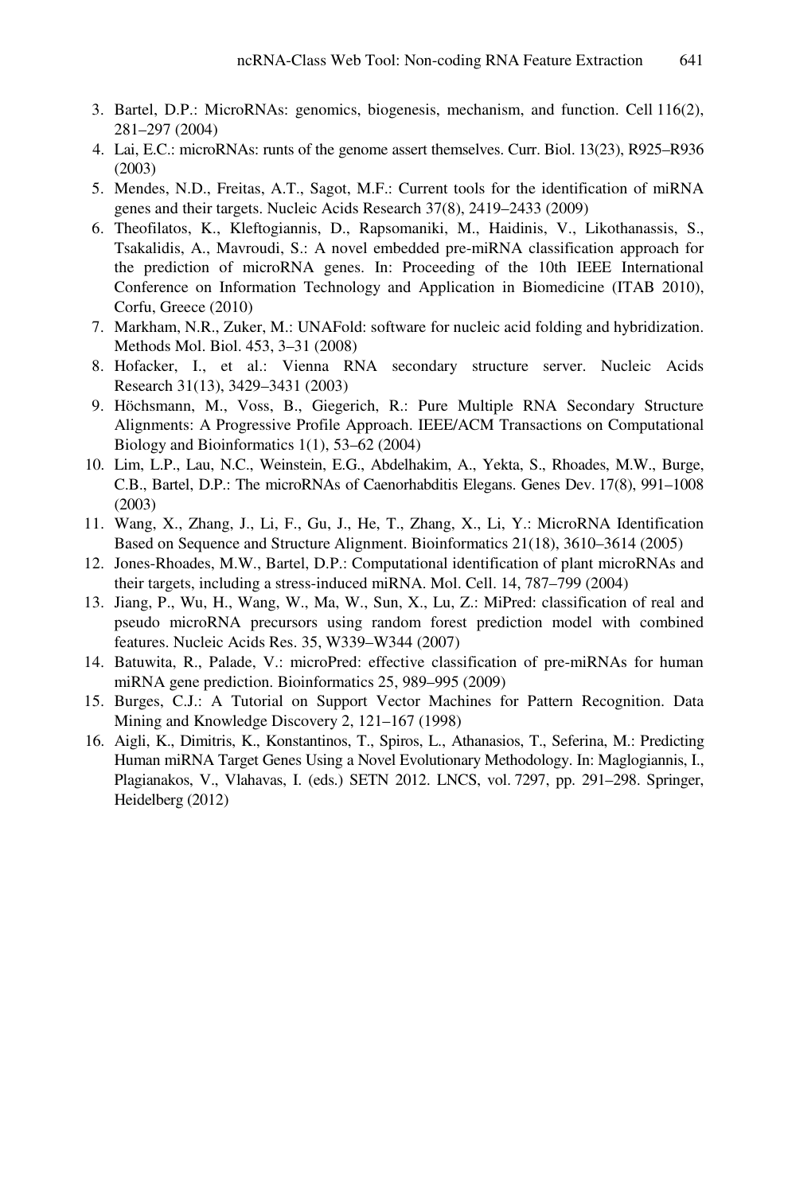3. Bartel, D.P.: MicroRNAs: genomics, biogenesis, mechanism, and function. Cell 116(2), 281–297 (2004)
4. Lai, E.C.: microRNAs: runts of the genome assert themselves. Curr. Biol. 13(23), R925–R936 (2003)
5. Mendes, N.D., Freitas, A.T., Sagot, M.F.: Current tools for the identification of miRNA genes and their targets. Nucleic Acids Research 37(8), 2419–2433 (2009)
6. Theofilatos, K., Kleftogiannis, D., Rapsomaniki, M., Haidinis, V., Likothanassis, S., Tsakalidis, A., Mavroudi, S.: A novel embedded pre-miRNA classification approach for the prediction of microRNA genes. In: Proceeding of the 10th IEEE International Conference on Information Technology and Application in Biomedicine (ITAB 2010), Corfu, Greece (2010)
7. Markham, N.R., Zuker, M.: UNAFold: software for nucleic acid folding and hybridization. Methods Mol. Biol. 453, 3–31 (2008)
8. Hofacker, I., et al.: Vienna RNA secondary structure server. Nucleic Acids Research 31(13), 3429–3431 (2003)
9. Höchsmann, M., Voss, B., Giegerich, R.: Pure Multiple RNA Secondary Structure Alignments: A Progressive Profile Approach. IEEE/ACM Transactions on Computational Biology and Bioinformatics 1(1), 53–62 (2004)
10. Lim, L.P., Lau, N.C., Weinstein, E.G., Abdelhakim, A., Yekta, S., Rhoades, M.W., Burge, C.B., Bartel, D.P.: The microRNAs of Caenorhabditis Elegans. Genes Dev. 17(8), 991–1008 (2003)
11. Wang, X., Zhang, J., Li, F., Gu, J., He, T., Zhang, X., Li, Y.: MicroRNA Identification Based on Sequence and Structure Alignment. Bioinformatics 21(18), 3610–3614 (2005)
12. Jones-Rhoades, M.W., Bartel, D.P.: Computational identification of plant microRNAs and their targets, including a stress-induced miRNA. Mol. Cell. 14, 787–799 (2004)
13. Jiang, P., Wu, H., Wang, W., Ma, W., Sun, X., Lu, Z.: MiPred: classification of real and pseudo microRNA precursors using random forest prediction model with combined features. Nucleic Acids Res. 35, W339–W344 (2007)
14. Batuwita, R., Palade, V.: microPred: effective classification of pre-miRNAs for human miRNA gene prediction. Bioinformatics 25, 989–995 (2009)
15. Burges, C.J.: A Tutorial on Support Vector Machines for Pattern Recognition. Data Mining and Knowledge Discovery 2, 121–167 (1998)
16. Aigli, K., Dimitris, K., Konstantinos, T., Spiros, L., Athanasios, T., Seferina, M.: Predicting Human miRNA Target Genes Using a Novel Evolutionary Methodology. In: Maglogiannis, I., Plagianakos, V., Vlahavas, I. (eds.) SETN 2012. LNCS, vol. 7297, pp. 291–298. Springer, Heidelberg (2012)